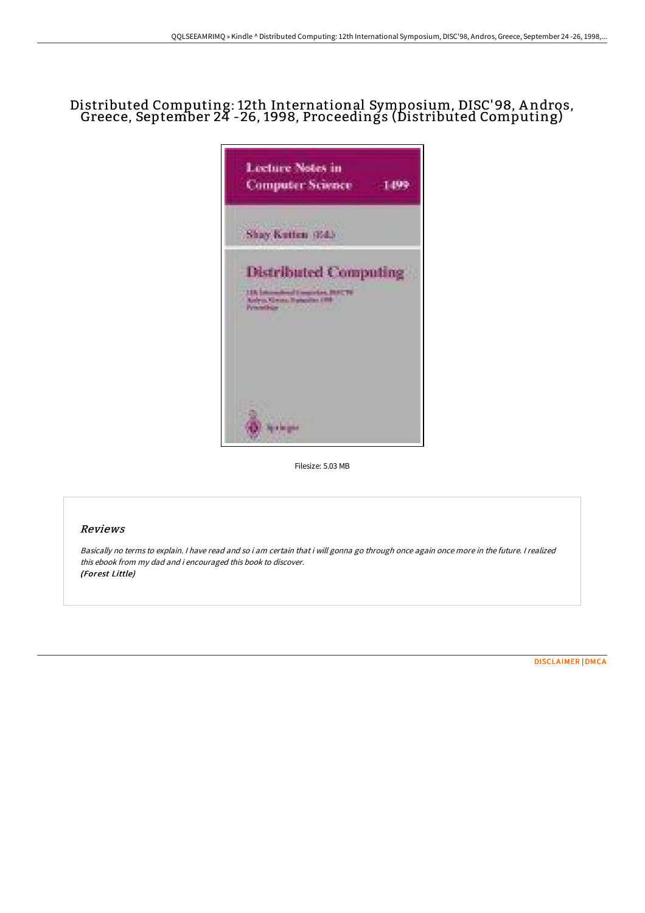# Distributed Computing: 12th International Symposium, DISC'98, Andros, Greece, September 24 -26, 1998, Proceedings (Distributed Computing)

Filesize: 5.03 MB

## *Reviews*

*Basically no terms to explain. I have read and so i am certain that i will gonna go through once again once more in the future. I realized this ebook from my dad and i encouraged this book to discover.*
*(Forest Little)*

DISCLAIMER | DMCA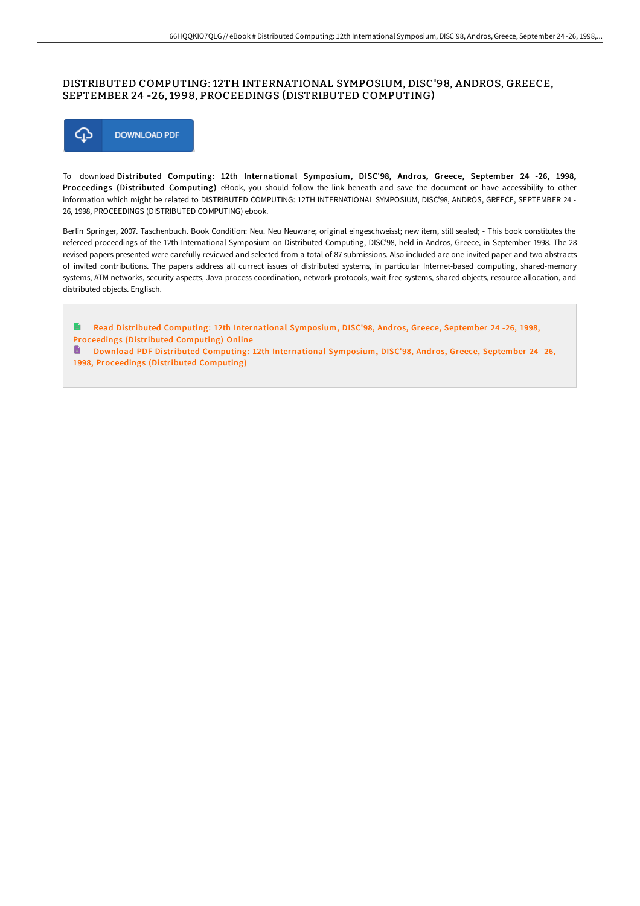# DISTRIBUTED COMPUTING: 12TH INTERNATIONAL SYMPOSIUM, DISC'98, ANDROS, GREECE, SEPTEMBER 24 -26, 1998, PROCEEDINGS (DISTRIBUTED COMPUTING)

DOWNLOAD PDF

To download **Distributed Computing: 12th International Symposium, DISC'98, Andros, Greece, September 24 -26, 1998, Proceedings (Distributed Computing)** eBook, you should follow the link beneath and save the document or have accessibility to other information which might be related to DISTRIBUTED COMPUTING: 12TH INTERNATIONAL SYMPOSIUM, DISC'98, ANDROS, GREECE, SEPTEMBER 24 -26, 1998, PROCEEDINGS (DISTRIBUTED COMPUTING) ebook.

Berlin Springer, 2007. Taschenbuch. Book Condition: Neu. Neu Neuware; original eingeschweisst; new item, still sealed; - This book constitutes the refereed proceedings of the 12th International Symposium on Distributed Computing, DISC'98, held in Andros, Greece, in September 1998. The 28 revised papers presented were carefully reviewed and selected from a total of 87 submissions. Also included are one invited paper and two abstracts of invited contributions. The papers address all currect issues of distributed systems, in particular Internet-based computing, shared-memory systems, ATM networks, security aspects, Java process coordination, network protocols, wait-free systems, shared objects, resource allocation, and distributed objects. Englisch.

Read Distributed Computing: 12th International Symposium, DISC'98, Andros, Greece, September 24 -26, 1998, Proceedings (Distributed Computing) Online

Download PDF Distributed Computing: 12th International Symposium, DISC'98, Andros, Greece, September 24 -26, 1998, Proceedings (Distributed Computing)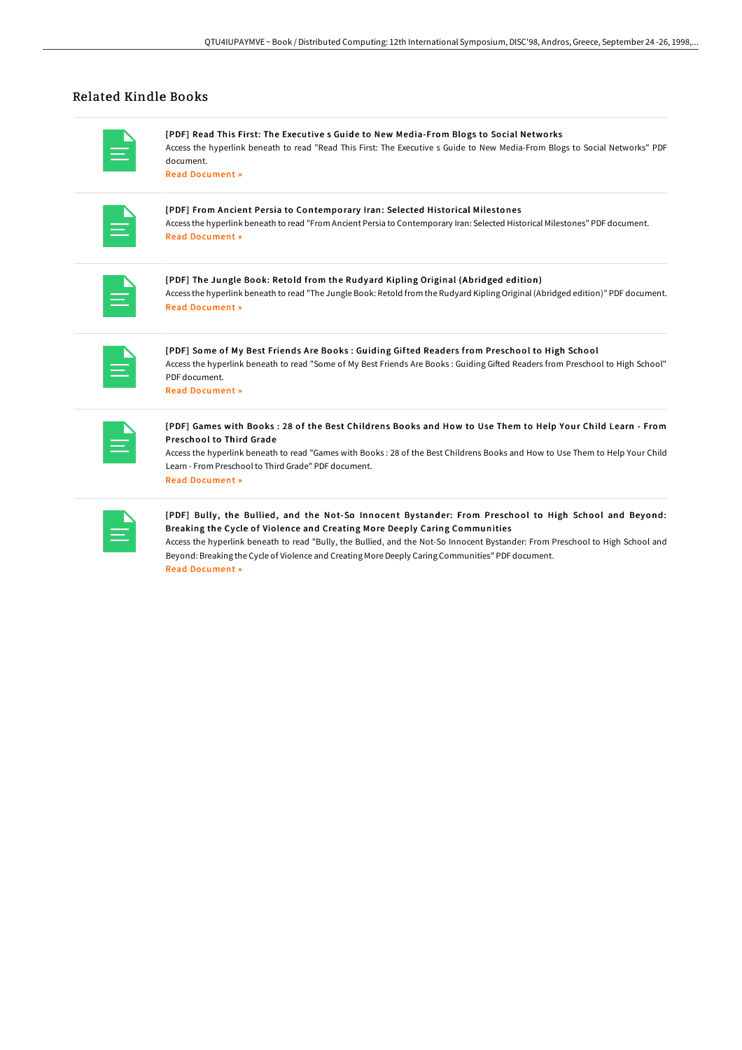## Related Kindle Books

**[PDF] Read This First: The Executive s Guide to New Media-From Blogs to Social Networks**

Access the hyperlink beneath to read "Read This First: The Executive s Guide to New Media-From Blogs to Social Networks" PDF document.

Read Document »

**[PDF] From Ancient Persia to Contemporary Iran: Selected Historical Milestones**

Access the hyperlink beneath to read "From Ancient Persia to Contemporary Iran: Selected Historical Milestones" PDF document.

Read Document »

**[PDF] The Jungle Book: Retold from the Rudyard Kipling Original (Abridged edition)**

Access the hyperlink beneath to read "The Jungle Book: Retold from the Rudyard Kipling Original (Abridged edition)" PDF document.

Read Document »

**[PDF] Some of My Best Friends Are Books : Guiding Gifted Readers from Preschool to High School**

Access the hyperlink beneath to read "Some of My Best Friends Are Books : Guiding Gifted Readers from Preschool to High School" PDF document.

Read Document »

**[PDF] Games with Books : 28 of the Best Childrens Books and How to Use Them to Help Your Child Learn - From Preschool to Third Grade**

Access the hyperlink beneath to read "Games with Books : 28 of the Best Childrens Books and How to Use Them to Help Your Child Learn - From Preschool to Third Grade" PDF document.

Read Document »

**[PDF] Bully, the Bullied, and the Not-So Innocent Bystander: From Preschool to High School and Beyond: Breaking the Cycle of Violence and Creating More Deeply Caring Communities**

Access the hyperlink beneath to read "Bully, the Bullied, and the Not-So Innocent Bystander: From Preschool to High School and Beyond: Breaking the Cycle of Violence and Creating More Deeply Caring Communities" PDF document.

Read Document »